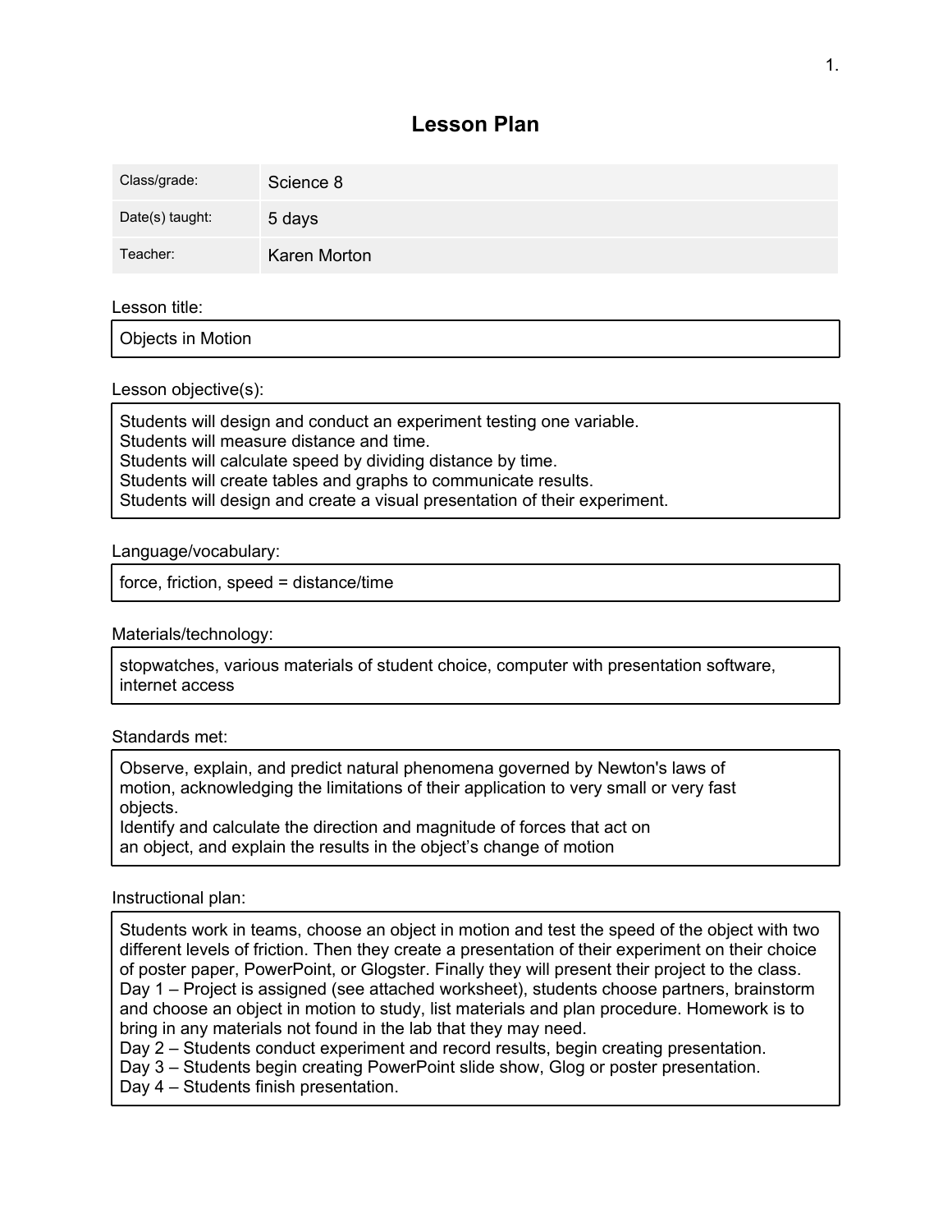# Lesson Plan

| Class/grade: | Science 8 |
| --- | --- |
| Date(s) taught: | 5 days |
| Teacher: | Karen Morton |

Lesson title:

Objects in Motion

Lesson objective(s):

Students will design and conduct an experiment testing one variable.
Students will measure distance and time.
Students will calculate speed by dividing distance by time.
Students will create tables and graphs to communicate results.
Students will design and create a visual presentation of their experiment.

Language/vocabulary:

force, friction, speed = distance/time

Materials/technology:

stopwatches, various materials of student choice, computer with presentation software, internet access

Standards met:

Observe, explain, and predict natural phenomena governed by Newton's laws of motion, acknowledging the limitations of their application to very small or very fast objects.
Identify and calculate the direction and magnitude of forces that act on an object, and explain the results in the object's change of motion

Instructional plan:

Students work in teams, choose an object in motion and test the speed of the object with two different levels of friction. Then they create a presentation of their experiment on their choice of poster paper, PowerPoint, or Glogster. Finally they will present their project to the class.
Day 1 – Project is assigned (see attached worksheet), students choose partners, brainstorm and choose an object in motion to study, list materials and plan procedure. Homework is to bring in any materials not found in the lab that they may need.
Day 2 – Students conduct experiment and record results, begin creating presentation.
Day 3 – Students begin creating PowerPoint slide show, Glog or poster presentation.
Day 4 – Students finish presentation.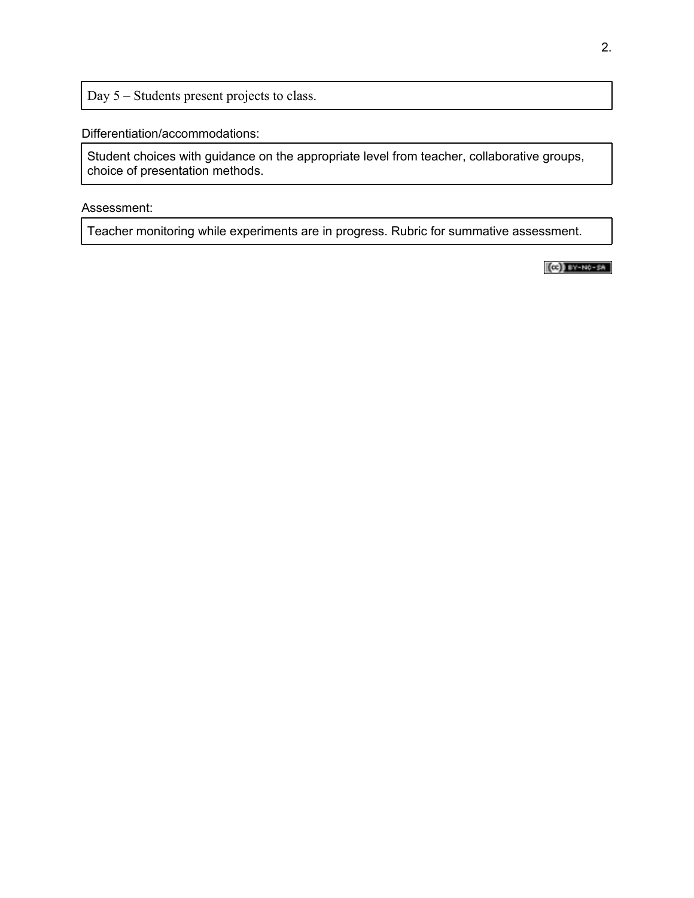Day 5 – Students present projects to class.

Differentiation/accommodations:

Student choices with guidance on the appropriate level from teacher, collaborative groups, choice of presentation methods.

Assessment:

Teacher monitoring while experiments are in progress. Rubric for summative assessment.